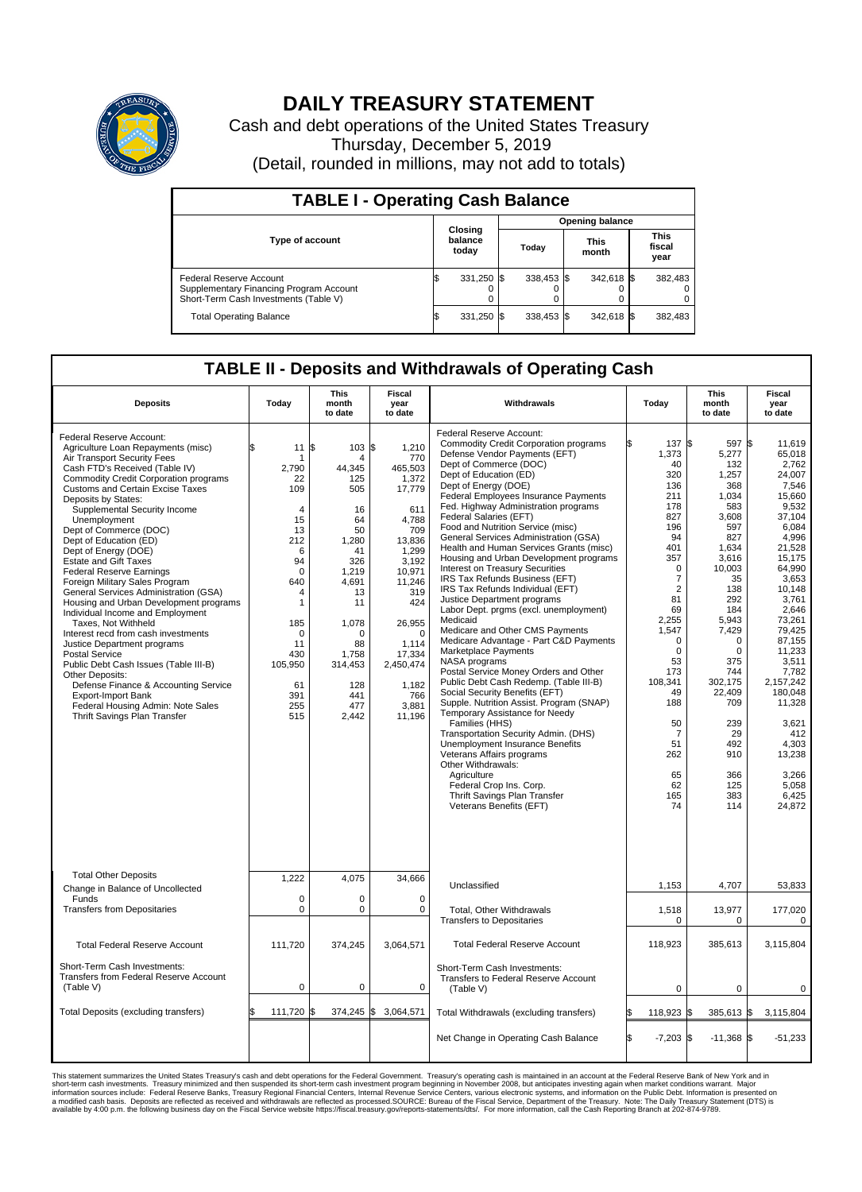# DAILY TREASURY STATEMENT

Cash and debt operations of the United States Treasury
Thursday, December 5, 2019
(Detail, rounded in millions, may not add to totals)

## TABLE I - Operating Cash Balance

| Type of account | Closing balance today | Opening balance Today | Opening balance This month | Opening balance This fiscal year |
|---|---|---|---|---|
| Federal Reserve Account | $ 331,250 | $ 338,453 | $ 342,618 | $ 382,483 |
| Supplementary Financing Program Account | 0 | 0 | 0 | 0 |
| Short-Term Cash Investments (Table V) | 0 | 0 | 0 | 0 |
| Total Operating Balance | $ 331,250 | $ 338,453 | $ 342,618 | $ 382,483 |

## TABLE II - Deposits and Withdrawals of Operating Cash

| Deposits | Today | This month to date | Fiscal year to date |
|---|---|---|---|
| Federal Reserve Account: | | | |
| Agriculture Loan Repayments (misc) | $ 11 | $ 103 | $ 1,210 |
| Air Transport Security Fees | 1 | 4 | 770 |
| Cash FTD's Received (Table IV) | 2,790 | 44,345 | 465,503 |
| Commodity Credit Corporation programs | 22 | 125 | 1,372 |
| Customs and Certain Excise Taxes | 109 | 505 | 17,779 |
| Deposits by States: | | | |
| Supplemental Security Income | 4 | 16 | 611 |
| Unemployment | 15 | 64 | 4,788 |
| Dept of Commerce (DOC) | 13 | 50 | 709 |
| Dept of Education (ED) | 212 | 1,280 | 13,836 |
| Dept of Energy (DOE) | 6 | 41 | 1,299 |
| Estate and Gift Taxes | 94 | 326 | 3,192 |
| Federal Reserve Earnings | 0 | 1,219 | 10,971 |
| Foreign Military Sales Program | 640 | 4,691 | 11,246 |
| General Services Administration (GSA) | 4 | 13 | 319 |
| Housing and Urban Development programs | 1 | 11 | 424 |
| Individual Income and Employment Taxes, Not Withheld | 185 | 1,078 | 26,955 |
| Interest recd from cash investments | 0 | 0 | 0 |
| Justice Department programs | 11 | 88 | 1,114 |
| Postal Service | 430 | 1,758 | 17,334 |
| Public Debt Cash Issues (Table III-B) | 105,950 | 314,453 | 2,450,474 |
| Other Deposits: | | | |
| Defense Finance & Accounting Service | 61 | 128 | 1,182 |
| Export-Import Bank | 391 | 441 | 766 |
| Federal Housing Admin: Note Sales | 255 | 477 | 3,881 |
| Thrift Savings Plan Transfer | 515 | 2,442 | 11,196 |
| Total Other Deposits | 1,222 | 4,075 | 34,666 |
| Change in Balance of Uncollected Funds | 0 | 0 | 0 |
| Transfers from Depositaries | 0 | 0 | 0 |
| Total Federal Reserve Account | 111,720 | 374,245 | 3,064,571 |
| Short-Term Cash Investments: Transfers from Federal Reserve Account (Table V) | 0 | 0 | 0 |
| Total Deposits (excluding transfers) | $ 111,720 | $ 374,245 | $ 3,064,571 |

| Withdrawals | Today | This month to date | Fiscal year to date |
|---|---|---|---|
| Federal Reserve Account: | | | |
| Commodity Credit Corporation programs | $ 137 | $ 597 | $ 11,619 |
| Defense Vendor Payments (EFT) | 1,373 | 5,277 | 65,018 |
| Dept of Commerce (DOC) | 40 | 132 | 2,762 |
| Dept of Education (ED) | 320 | 1,257 | 24,007 |
| Dept of Energy (DOE) | 136 | 368 | 7,546 |
| Federal Employees Insurance Payments | 211 | 1,034 | 15,660 |
| Fed. Highway Administration programs | 178 | 583 | 9,532 |
| Federal Salaries (EFT) | 827 | 3,608 | 37,104 |
| Food and Nutrition Service (misc) | 196 | 597 | 6,084 |
| General Services Administration (GSA) | 94 | 827 | 4,996 |
| Health and Human Services Grants (misc) | 401 | 1,634 | 21,528 |
| Housing and Urban Development programs | 357 | 3,616 | 15,175 |
| Interest on Treasury Securities | 0 | 10,003 | 64,990 |
| IRS Tax Refunds Business (EFT) | 7 | 35 | 3,653 |
| IRS Tax Refunds Individual (EFT) | 2 | 138 | 10,148 |
| Justice Department programs | 81 | 292 | 3,761 |
| Labor Dept. prgms (excl. unemployment) | 69 | 184 | 2,646 |
| Medicaid | 2,255 | 5,943 | 73,261 |
| Medicare and Other CMS Payments | 1,547 | 7,429 | 79,425 |
| Medicare Advantage - Part C&D Payments | 0 | 0 | 87,155 |
| Marketplace Payments | 0 | 0 | 11,233 |
| NASA programs | 53 | 375 | 3,511 |
| Postal Service Money Orders and Other | 173 | 744 | 7,782 |
| Public Debt Cash Redemp. (Table III-B) | 108,341 | 302,175 | 2,157,242 |
| Social Security Benefits (EFT) | 49 | 22,409 | 180,048 |
| Supple. Nutrition Assist. Program (SNAP) | 188 | 709 | 11,328 |
| Temporary Assistance for Needy Families (HHS) | 50 | 239 | 3,621 |
| Transportation Security Admin. (DHS) | 7 | 29 | 412 |
| Unemployment Insurance Benefits | 51 | 492 | 4,303 |
| Veterans Affairs programs | 262 | 910 | 13,238 |
| Other Withdrawals: | | | |
| Agriculture | 65 | 366 | 3,266 |
| Federal Crop Ins. Corp. | 62 | 125 | 5,058 |
| Thrift Savings Plan Transfer | 165 | 383 | 6,425 |
| Veterans Benefits (EFT) | 74 | 114 | 24,872 |
| Unclassified | 1,153 | 4,707 | 53,833 |
| Total, Other Withdrawals | 1,518 | 13,977 | 177,020 |
| Transfers to Depositaries | 0 | 0 | 0 |
| Total Federal Reserve Account | 118,923 | 385,613 | 3,115,804 |
| Short-Term Cash Investments: Transfers to Federal Reserve Account (Table V) | 0 | 0 | 0 |
| Total Withdrawals (excluding transfers) | $ 118,923 | $ 385,613 | $ 3,115,804 |
| Net Change in Operating Cash Balance | $ -7,203 | $ -11,368 | $ -51,233 |

This statement summarizes the United States Treasury's cash and debt operations for the Federal Government. Treasury's operating cash is maintained in an account at the Federal Reserve Bank of New York and in short-term cash investments. Treasury minimized and then suspended its short-term cash investment program beginning in November 2008, but anticipates investing again when market conditions warrant. Major information sources include: Federal Reserve Banks, Treasury Regional Financial Centers, Internal Revenue Service Centers, various electronic systems, and information on the Public Debt. Information is presented on a modified cash basis. Deposits are reflected as received and withdrawals are reflected as processed.SOURCE: Bureau of the Fiscal Service, Department of the Treasury. Note: The Daily Treasury Statement (DTS) is available by 4:00 p.m. the following business day on the Fiscal Service website https://fiscal.treasury.gov/reports-statements/dts/. For more information, call the Cash Reporting Branch at 202-874-9789.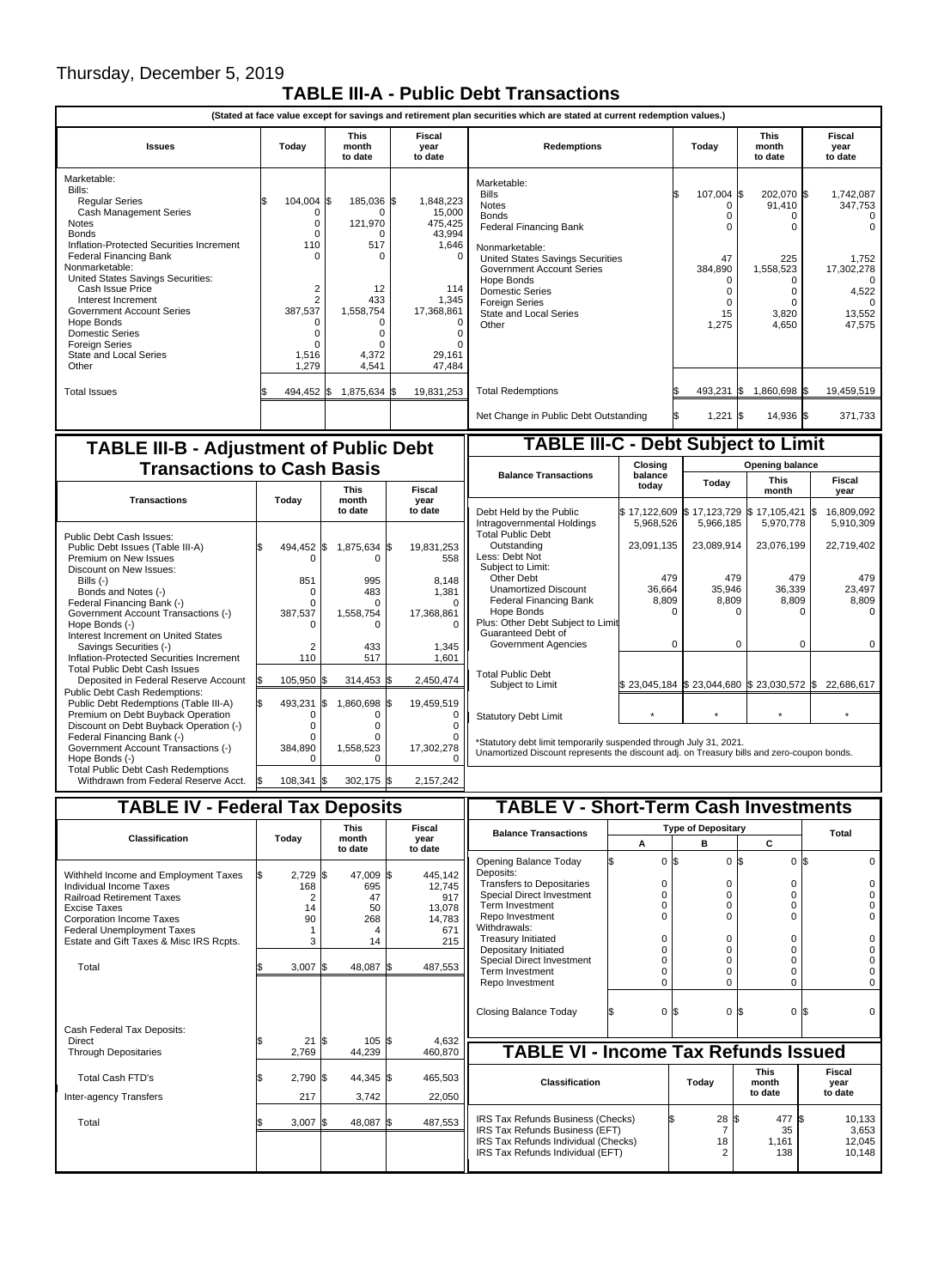Thursday, December 5, 2019

# TABLE III-A - Public Debt Transactions

(Stated at face value except for savings and retirement plan securities which are stated at current redemption values.)

| Issues | Today | This month to date | Fiscal year to date |
|---|---|---|---|
| Marketable: | | | |
| Bills: | | | |
| Regular Series | $ 104,004 | $ 185,036 | $ 1,848,223 |
| Cash Management Series | 0 | 0 | 15,000 |
| Notes | 0 | 121,970 | 475,425 |
| Bonds | 0 | 0 | 43,994 |
| Inflation-Protected Securities Increment | 110 | 517 | 1,646 |
| Federal Financing Bank | 0 | 0 | 0 |
| Nonmarketable: | | | |
| United States Savings Securities: | | | |
| Cash Issue Price | 2 | 12 | 114 |
| Interest Increment | 2 | 433 | 1,345 |
| Government Account Series | 387,537 | 1,558,754 | 17,368,861 |
| Hope Bonds | 0 | 0 | 0 |
| Domestic Series | 0 | 0 | 0 |
| Foreign Series | 0 | 0 | 0 |
| State and Local Series | 1,516 | 4,372 | 29,161 |
| Other | 1,279 | 4,541 | 47,484 |
| Total Issues | $ 494,452 | $ 1,875,634 | $ 19,831,253 |

| Redemptions | Today | This month to date | Fiscal year to date |
|---|---|---|---|
| Marketable: | | | |
| Bills | $ 107,004 | $ 202,070 | $ 1,742,087 |
| Notes | 0 | 91,410 | 347,753 |
| Bonds | 0 | 0 | 0 |
| Federal Financing Bank | 0 | 0 | 0 |
| Nonmarketable: | | | |
| United States Savings Securities | 47 | 225 | 1,752 |
| Government Account Series | 384,890 | 1,558,523 | 17,302,278 |
| Hope Bonds | 0 | 0 | 0 |
| Domestic Series | 0 | 0 | 4,522 |
| Foreign Series | 0 | 0 | 0 |
| State and Local Series | 15 | 3,820 | 13,552 |
| Other | 1,275 | 4,650 | 47,575 |
| Total Redemptions | $ 493,231 | $ 1,860,698 | $ 19,459,519 |
| Net Change in Public Debt Outstanding | $ 1,221 | $ 14,936 | $ 371,733 |

# TABLE III-B - Adjustment of Public Debt Transactions to Cash Basis

| Transactions | Today | This month to date | Fiscal year to date |
|---|---|---|---|
| Public Debt Cash Issues: | | | |
| Public Debt Issues (Table III-A) | $ 494,452 | $ 1,875,634 | $ 19,831,253 |
| Premium on New Issues | 0 | 0 | 558 |
| Discount on New Issues: | | | |
| Bills (-) | 851 | 995 | 8,148 |
| Bonds and Notes (-) | 0 | 483 | 1,381 |
| Federal Financing Bank (-) | 0 | 0 | 0 |
| Government Account Transactions (-) | 387,537 | 1,558,754 | 17,368,861 |
| Hope Bonds (-) | 0 | 0 | 0 |
| Interest Increment on United States Savings Securities (-) | 2 | 433 | 1,345 |
| Inflation-Protected Securities Increment | 110 | 517 | 1,601 |
| Total Public Debt Cash Issues Deposited in Federal Reserve Account | $ 105,950 | $ 314,453 | $ 2,450,474 |
| Public Debt Cash Redemptions: | | | |
| Public Debt Redemptions (Table III-A) | $ 493,231 | $ 1,860,698 | $ 19,459,519 |
| Premium on Debt Buyback Operation | 0 | 0 | 0 |
| Discount on Debt Buyback Operation (-) | 0 | 0 | 0 |
| Federal Financing Bank (-) | 0 | 0 | 0 |
| Government Account Transactions (-) | 384,890 | 1,558,523 | 17,302,278 |
| Hope Bonds (-) | 0 | 0 | 0 |
| Total Public Debt Cash Redemptions Withdrawn from Federal Reserve Acct. | $ 108,341 | $ 302,175 | $ 2,157,242 |

# TABLE III-C - Debt Subject to Limit

| Balance Transactions | Closing balance today | Opening balance Today | Opening balance This month | Opening balance Fiscal year |
|---|---|---|---|---|
| Debt Held by the Public | $ 17,122,609 | $ 17,123,729 | $ 17,105,421 | $ 16,809,092 |
| Intragovernmental Holdings | 5,968,526 | 5,966,185 | 5,970,778 | 5,910,309 |
| Total Public Debt Outstanding | 23,091,135 | 23,089,914 | 23,076,199 | 22,719,402 |
| Less: Debt Not Subject to Limit: | | | | |
| Other Debt | 479 | 479 | 479 | 479 |
| Unamortized Discount | 36,664 | 35,946 | 36,339 | 23,497 |
| Federal Financing Bank | 8,809 | 8,809 | 8,809 | 8,809 |
| Hope Bonds | 0 | 0 | 0 | 0 |
| Plus: Other Debt Subject to Limit | | | | |
| Guaranteed Debt of Government Agencies | 0 | 0 | 0 | 0 |
| Total Public Debt Subject to Limit | $ 23,045,184 | $ 23,044,680 | $ 23,030,572 | $ 22,686,617 |
| Statutory Debt Limit | * | * | * | * |

*Statutory debt limit temporarily suspended through July 31, 2021.
Unamortized Discount represents the discount adj. on Treasury bills and zero-coupon bonds.

# TABLE IV - Federal Tax Deposits

| Classification | Today | This month to date | Fiscal year to date |
|---|---|---|---|
| Withheld Income and Employment Taxes | $ 2,729 | $ 47,009 | $ 445,142 |
| Individual Income Taxes | 168 | 695 | 12,745 |
| Railroad Retirement Taxes | 2 | 47 | 917 |
| Excise Taxes | 14 | 50 | 13,078 |
| Corporation Income Taxes | 90 | 268 | 14,783 |
| Federal Unemployment Taxes | 1 | 4 | 671 |
| Estate and Gift Taxes & Misc IRS Rcpts. | 3 | 14 | 215 |
| Total | $ 3,007 | $ 48,087 | $ 487,553 |
| Cash Federal Tax Deposits: | | | |
| Direct | $ 21 | $ 105 | $ 4,632 |
| Through Depositaries | 2,769 | 44,239 | 460,870 |
| Total Cash FTD's | $ 2,790 | $ 44,345 | $ 465,503 |
| Inter-agency Transfers | 217 | 3,742 | 22,050 |
| Total | $ 3,007 | $ 48,087 | $ 487,553 |

# TABLE V - Short-Term Cash Investments

| Balance Transactions | Type of Depositary A | Type of Depositary B | Type of Depositary C | Total |
|---|---|---|---|---|
| Opening Balance Today | $ 0 | $ 0 | $ 0 | $ 0 |
| Deposits: | | | | |
| Transfers to Depositaries | 0 | 0 | 0 | 0 |
| Special Direct Investment | 0 | 0 | 0 | 0 |
| Term Investment | 0 | 0 | 0 | 0 |
| Repo Investment | 0 | 0 | 0 | 0 |
| Withdrawals: | | | | |
| Treasury Initiated | 0 | 0 | 0 | 0 |
| Depositary Initiated | 0 | 0 | 0 | 0 |
| Special Direct Investment | 0 | 0 | 0 | 0 |
| Term Investment | 0 | 0 | 0 | 0 |
| Repo Investment | 0 | 0 | 0 | 0 |
| Closing Balance Today | $ 0 | $ 0 | $ 0 | $ 0 |

# TABLE VI - Income Tax Refunds Issued

| Classification | Today | This month to date | Fiscal year to date |
|---|---|---|---|
| IRS Tax Refunds Business (Checks) | $ 28 | $ 477 | $ 10,133 |
| IRS Tax Refunds Business (EFT) | 7 | 35 | 3,653 |
| IRS Tax Refunds Individual (Checks) | 18 | 1,161 | 12,045 |
| IRS Tax Refunds Individual (EFT) | 2 | 138 | 10,148 |